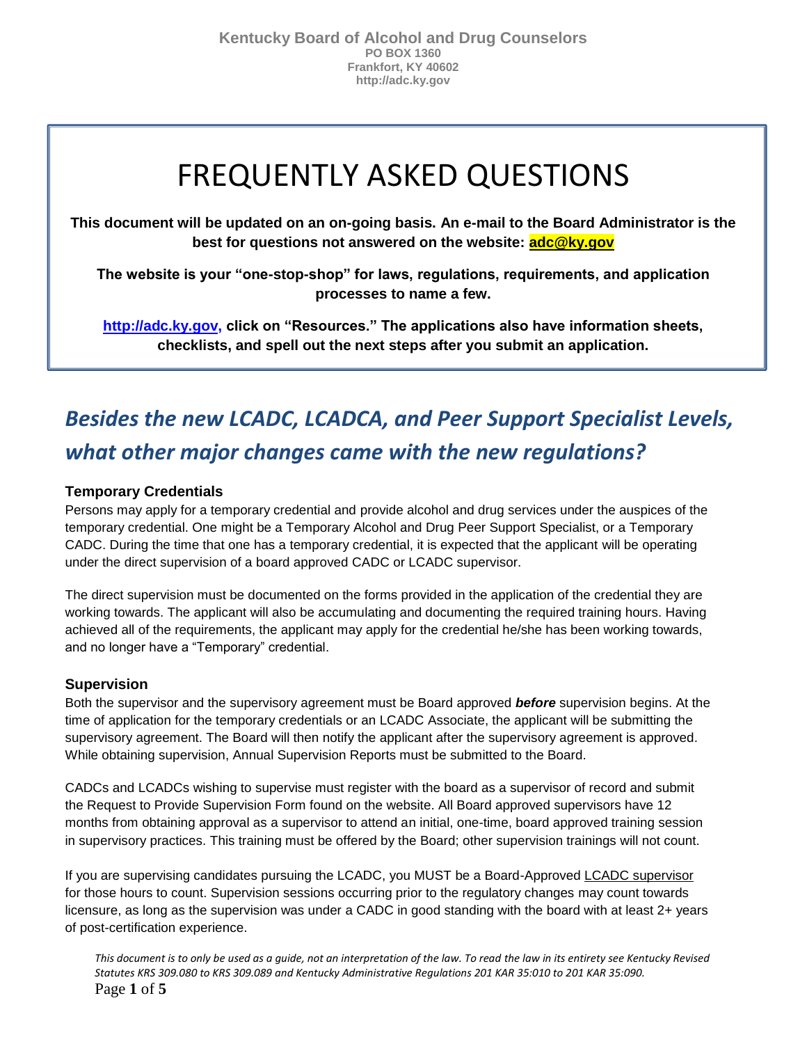**Kentucky Board of Alcohol and Drug Counselors**
**PO BOX 1360**
**Frankfort, KY 40602**
**http://adc.ky.gov**

# FREQUENTLY ASKED QUESTIONS

**This document will be updated on an on-going basis. An e-mail to the Board Administrator is the best for questions not answered on the website: adc@ky.gov**

**The website is your "one-stop-shop" for laws, regulations, requirements, and application processes to name a few.**

**http://adc.ky.gov, click on "Resources." The applications also have information sheets, checklists, and spell out the next steps after you submit an application.**

## *Besides the new LCADC, LCADCA, and Peer Support Specialist Levels, what other major changes came with the new regulations?*

### Temporary Credentials

Persons may apply for a temporary credential and provide alcohol and drug services under the auspices of the temporary credential. One might be a Temporary Alcohol and Drug Peer Support Specialist, or a Temporary CADC. During the time that one has a temporary credential, it is expected that the applicant will be operating under the direct supervision of a board approved CADC or LCADC supervisor.

The direct supervision must be documented on the forms provided in the application of the credential they are working towards. The applicant will also be accumulating and documenting the required training hours. Having achieved all of the requirements, the applicant may apply for the credential he/she has been working towards, and no longer have a "Temporary" credential.

### Supervision

Both the supervisor and the supervisory agreement must be Board approved ***before*** supervision begins. At the time of application for the temporary credentials or an LCADC Associate, the applicant will be submitting the supervisory agreement. The Board will then notify the applicant after the supervisory agreement is approved. While obtaining supervision, Annual Supervision Reports must be submitted to the Board.

CADCs and LCADCs wishing to supervise must register with the board as a supervisor of record and submit the Request to Provide Supervision Form found on the website. All Board approved supervisors have 12 months from obtaining approval as a supervisor to attend an initial, one-time, board approved training session in supervisory practices. This training must be offered by the Board; other supervision trainings will not count.

If you are supervising candidates pursuing the LCADC, you MUST be a Board-Approved LCADC supervisor for those hours to count. Supervision sessions occurring prior to the regulatory changes may count towards licensure, as long as the supervision was under a CADC in good standing with the board with at least 2+ years of post-certification experience.

*This document is to only be used as a guide, not an interpretation of the law. To read the law in its entirety see Kentucky Revised Statutes KRS 309.080 to KRS 309.089 and Kentucky Administrative Regulations 201 KAR 35:010 to 201 KAR 35:090.*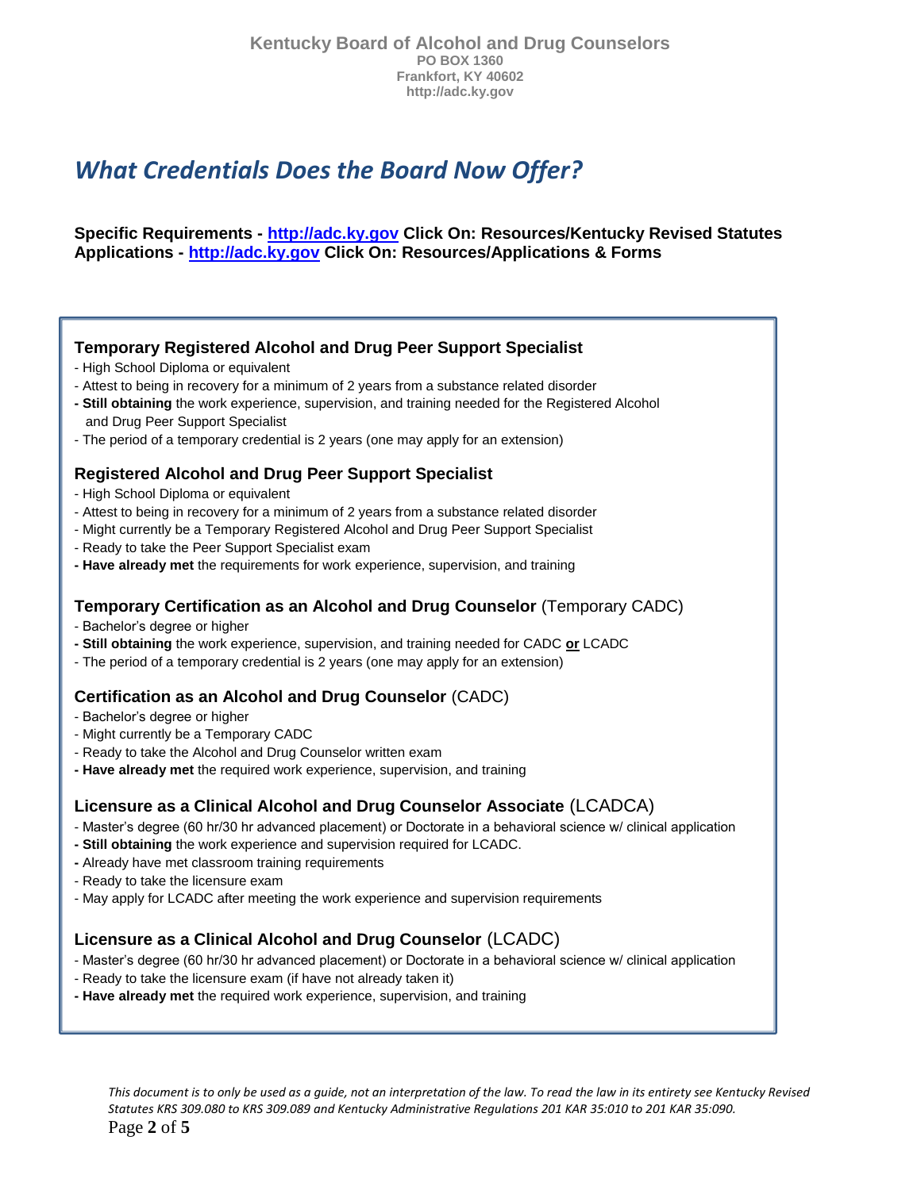# What Credentials Does the Board Now Offer?

**Specific Requirements - [http://adc.ky.gov](http://adc.ky.gov) Click On: Resources/Kentucky Revised Statutes**
**Applications - [http://adc.ky.gov](http://adc.ky.gov) Click On: Resources/Applications & Forms**

### Temporary Registered Alcohol and Drug Peer Support Specialist

- High School Diploma or equivalent
- Attest to being in recovery for a minimum of 2 years from a substance related disorder
- **Still obtaining** the work experience, supervision, and training needed for the Registered Alcohol and Drug Peer Support Specialist
- The period of a temporary credential is 2 years (one may apply for an extension)

### Registered Alcohol and Drug Peer Support Specialist

- High School Diploma or equivalent
- Attest to being in recovery for a minimum of 2 years from a substance related disorder
- Might currently be a Temporary Registered Alcohol and Drug Peer Support Specialist
- Ready to take the Peer Support Specialist exam
- **Have already met** the requirements for work experience, supervision, and training

### Temporary Certification as an Alcohol and Drug Counselor (Temporary CADC)

- Bachelor's degree or higher
- **Still obtaining** the work experience, supervision, and training needed for CADC **or** LCADC
- The period of a temporary credential is 2 years (one may apply for an extension)

### Certification as an Alcohol and Drug Counselor (CADC)

- Bachelor's degree or higher
- Might currently be a Temporary CADC
- Ready to take the Alcohol and Drug Counselor written exam
- **Have already met** the required work experience, supervision, and training

### Licensure as a Clinical Alcohol and Drug Counselor Associate (LCADCA)

- Master's degree (60 hr/30 hr advanced placement) or Doctorate in a behavioral science w/ clinical application
- **Still obtaining** the work experience and supervision required for LCADC.
- Already have met classroom training requirements
- Ready to take the licensure exam
- May apply for LCADC after meeting the work experience and supervision requirements

### Licensure as a Clinical Alcohol and Drug Counselor (LCADC)

- Master's degree (60 hr/30 hr advanced placement) or Doctorate in a behavioral science w/ clinical application
- Ready to take the licensure exam (if have not already taken it)
- **Have already met** the required work experience, supervision, and training

*This document is to only be used as a guide, not an interpretation of the law. To read the law in its entirety see Kentucky Revised Statutes KRS 309.080 to KRS 309.089 and Kentucky Administrative Regulations 201 KAR 35:010 to 201 KAR 35:090.*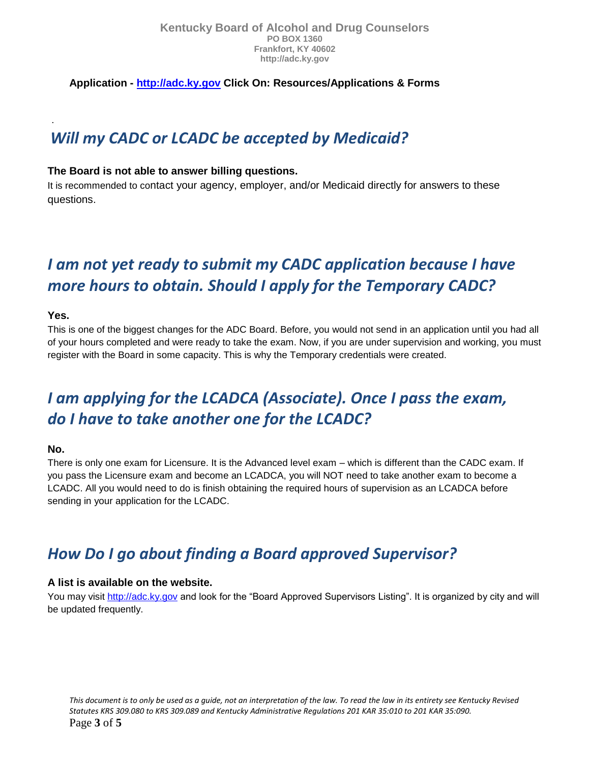**Application - http://adc.ky.gov Click On: Resources/Applications & Forms**

## *Will my CADC or LCADC be accepted by Medicaid?*

**The Board is not able to answer billing questions.**

It is recommended to contact your agency, employer, and/or Medicaid directly for answers to these questions.

## *I am not yet ready to submit my CADC application because I have more hours to obtain. Should I apply for the Temporary CADC?*

**Yes.**

This is one of the biggest changes for the ADC Board. Before, you would not send in an application until you had all of your hours completed and were ready to take the exam. Now, if you are under supervision and working, you must register with the Board in some capacity. This is why the Temporary credentials were created.

## *I am applying for the LCADCA (Associate). Once I pass the exam, do I have to take another one for the LCADC?*

**No.**

There is only one exam for Licensure. It is the Advanced level exam – which is different than the CADC exam. If you pass the Licensure exam and become an LCADCA, you will NOT need to take another exam to become a LCADC. All you would need to do is finish obtaining the required hours of supervision as an LCADCA before sending in your application for the LCADC.

## *How Do I go about finding a Board approved Supervisor?*

**A list is available on the website.**

You may visit http://adc.ky.gov and look for the "Board Approved Supervisors Listing". It is organized by city and will be updated frequently.

*This document is to only be used as a guide, not an interpretation of the law. To read the law in its entirety see Kentucky Revised Statutes KRS 309.080 to KRS 309.089 and Kentucky Administrative Regulations 201 KAR 35:010 to 201 KAR 35:090.*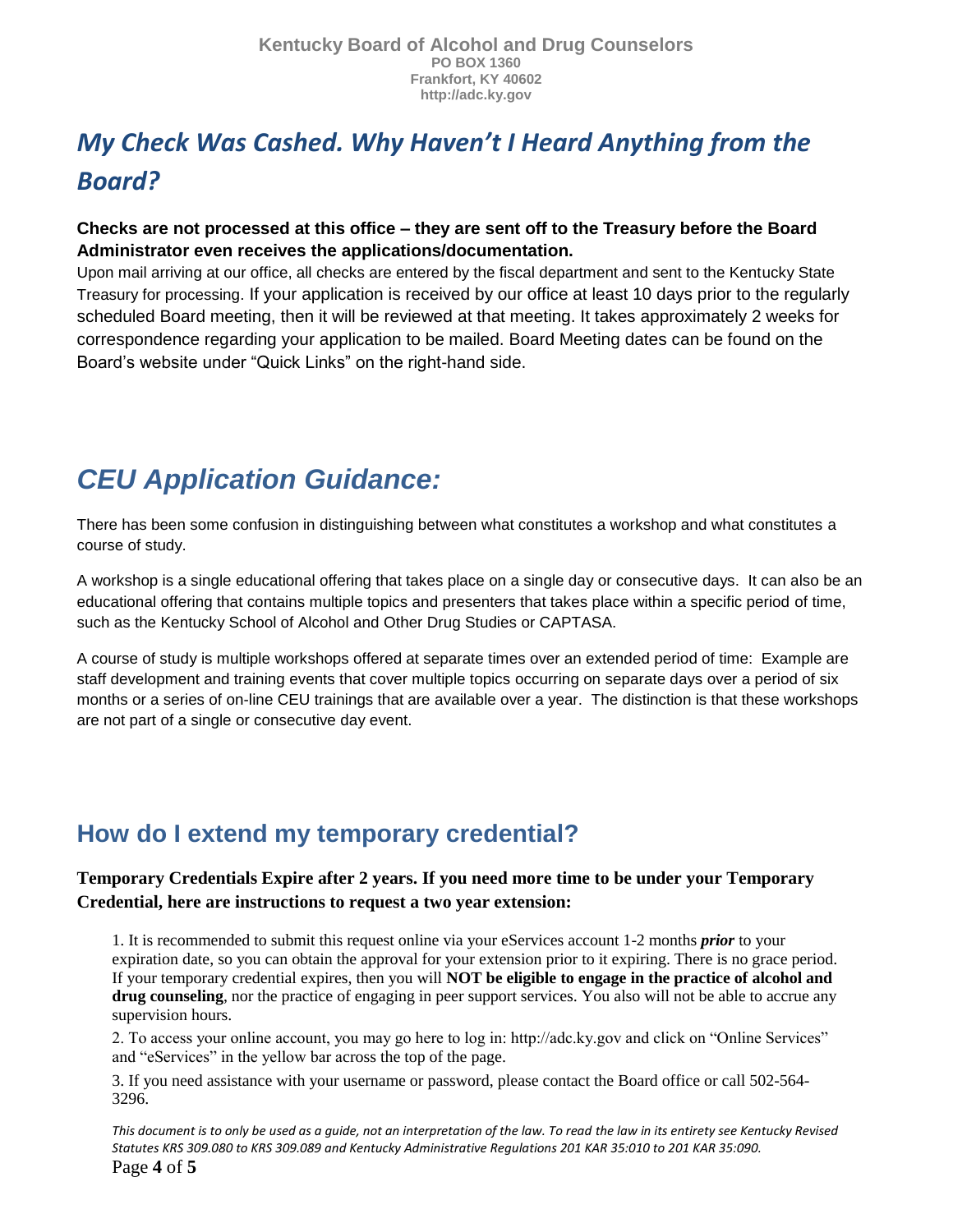## *My Check Was Cashed. Why Haven't I Heard Anything from the Board?*

**Checks are not processed at this office – they are sent off to the Treasury before the Board Administrator even receives the applications/documentation.**

Upon mail arriving at our office, all checks are entered by the fiscal department and sent to the Kentucky State Treasury for processing. If your application is received by our office at least 10 days prior to the regularly scheduled Board meeting, then it will be reviewed at that meeting. It takes approximately 2 weeks for correspondence regarding your application to be mailed. Board Meeting dates can be found on the Board's website under "Quick Links" on the right-hand side.

## *CEU Application Guidance:*

There has been some confusion in distinguishing between what constitutes a workshop and what constitutes a course of study.

A workshop is a single educational offering that takes place on a single day or consecutive days. It can also be an educational offering that contains multiple topics and presenters that takes place within a specific period of time, such as the Kentucky School of Alcohol and Other Drug Studies or CAPTASA.

A course of study is multiple workshops offered at separate times over an extended period of time: Example are staff development and training events that cover multiple topics occurring on separate days over a period of six months or a series of on-line CEU trainings that are available over a year. The distinction is that these workshops are not part of a single or consecutive day event.

## How do I extend my temporary credential?

**Temporary Credentials Expire after 2 years. If you need more time to be under your Temporary Credential, here are instructions to request a two year extension:**

1. It is recommended to submit this request online via your eServices account 1-2 months ***prior*** to your expiration date, so you can obtain the approval for your extension prior to it expiring. There is no grace period. If your temporary credential expires, then you will **NOT be eligible to engage in the practice of alcohol and drug counseling**, nor the practice of engaging in peer support services. You also will not be able to accrue any supervision hours.
2. To access your online account, you may go here to log in: http://adc.ky.gov and click on "Online Services" and "eServices" in the yellow bar across the top of the page.
3. If you need assistance with your username or password, please contact the Board office or call 502-564-3296.

*This document is to only be used as a guide, not an interpretation of the law. To read the law in its entirety see Kentucky Revised Statutes KRS 309.080 to KRS 309.089 and Kentucky Administrative Regulations 201 KAR 35:010 to 201 KAR 35:090.*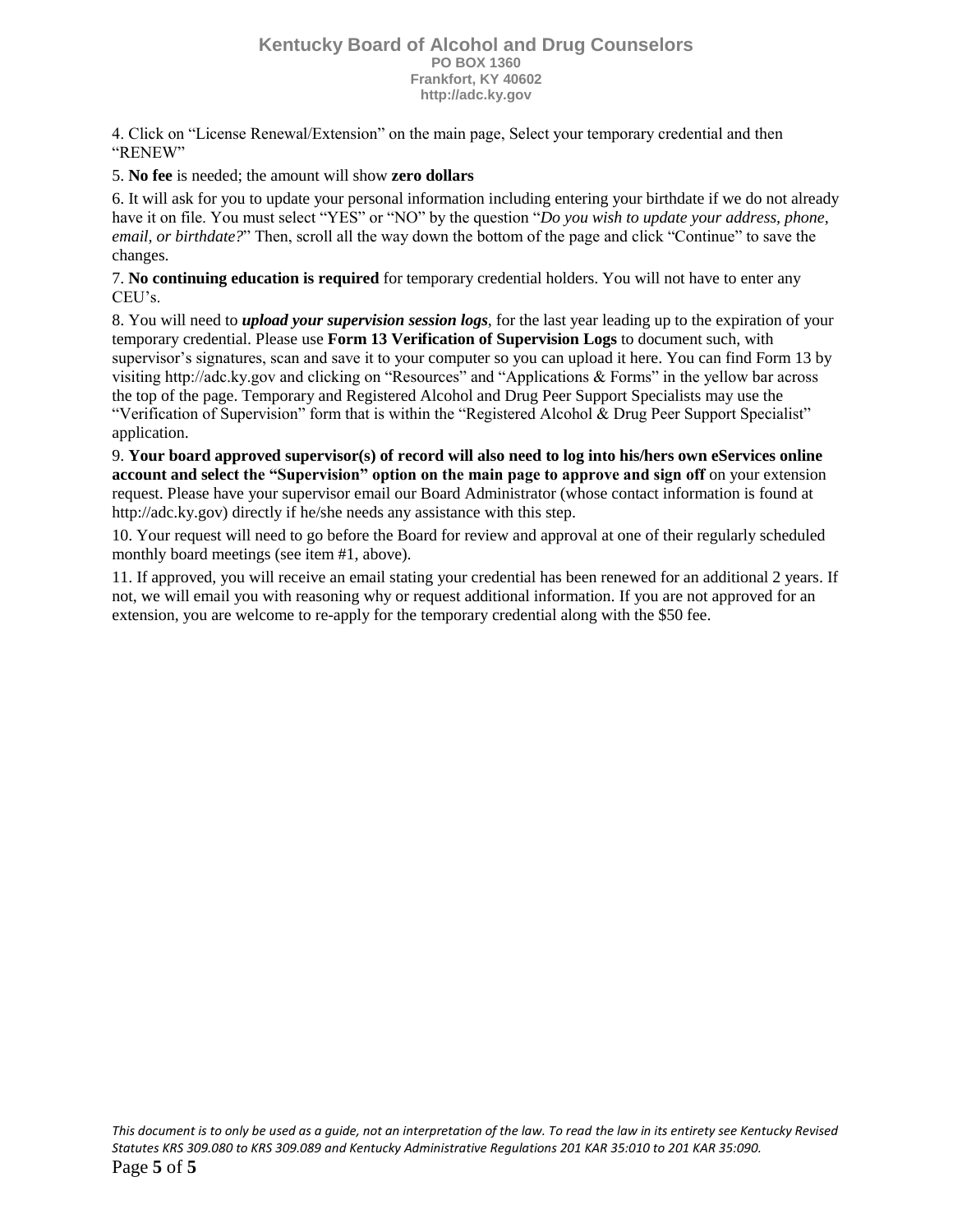4. Click on "License Renewal/Extension" on the main page, Select your temporary credential and then "RENEW"

5. **No fee** is needed; the amount will show **zero dollars**

6. It will ask for you to update your personal information including entering your birthdate if we do not already have it on file. You must select "YES" or "NO" by the question "*Do you wish to update your address, phone, email, or birthdate?*" Then, scroll all the way down the bottom of the page and click "Continue" to save the changes.

7. **No continuing education is required** for temporary credential holders. You will not have to enter any CEU's.

8. You will need to ***upload your supervision session logs***, for the last year leading up to the expiration of your temporary credential. Please use **Form 13 Verification of Supervision Logs** to document such, with supervisor's signatures, scan and save it to your computer so you can upload it here. You can find Form 13 by visiting http://adc.ky.gov and clicking on "Resources" and "Applications & Forms" in the yellow bar across the top of the page. Temporary and Registered Alcohol and Drug Peer Support Specialists may use the "Verification of Supervision" form that is within the "Registered Alcohol & Drug Peer Support Specialist" application.

9. **Your board approved supervisor(s) of record will also need to log into his/hers own eServices online account and select the "Supervision" option on the main page to approve and sign off** on your extension request. Please have your supervisor email our Board Administrator (whose contact information is found at http://adc.ky.gov) directly if he/she needs any assistance with this step.

10. Your request will need to go before the Board for review and approval at one of their regularly scheduled monthly board meetings (see item #1, above).

11. If approved, you will receive an email stating your credential has been renewed for an additional 2 years. If not, we will email you with reasoning why or request additional information. If you are not approved for an extension, you are welcome to re-apply for the temporary credential along with the $50 fee.